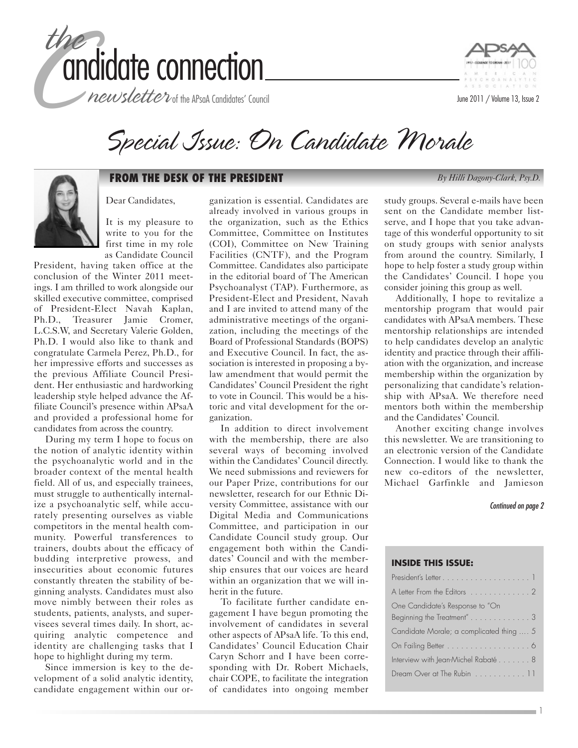# the candidate connection

*newsletter of the APsaA Candidates' Council*

June 2011 / Volume 13, Issue 2

# *Special Issue: On Candidate Morale*

## FROM THE DESK OF THE PRESIDENT

*By Hilli Dagony-Clark, Psy.D.*

Dear Candidates,

It is my pleasure to write to you for the first time in my role as Candidate Council President, having taken office at the conclusion of the Winter 2011 meetings. I am thrilled to work alongside our skilled executive committee, comprised of President-Elect Navah Kaplan, Ph.D., Treasurer Jamie Cromer, L.C.S.W, and Secretary Valerie Golden, Ph.D. I would also like to thank and congratulate Carmela Perez, Ph.D., for her impressive efforts and successes as the previous Affiliate Council President. Her enthusiastic and hardworking leadership style helped advance the Affiliate Council's presence within APsaA and provided a professional home for candidates from across the country.

During my term I hope to focus on the notion of analytic identity within the psychoanalytic world and in the broader context of the mental health field. All of us, and especially trainees, must struggle to authentically internalize a psychoanalytic self, while accurately presenting ourselves as viable competitors in the mental health community. Powerful transferences to trainers, doubts about the efficacy of budding interpretive prowess, and insecurities about economic futures constantly threaten the stability of beginning analysts. Candidates must also move nimbly between their roles as students, patients, analysts, and supervisees several times daily. In short, acquiring analytic competence and identity are challenging tasks that I hope to highlight during my term.

Since immersion is key to the development of a solid analytic identity, candidate engagement within our organization is essential. Candidates are already involved in various groups in the organization, such as the Ethics Committee, Committee on Institutes (COI), Committee on New Training Facilities (CNTF), and the Program Committee. Candidates also participate in the editorial board of The American Psychoanalyst (TAP). Furthermore, as President-Elect and President, Navah and I are invited to attend many of the administrative meetings of the organization, including the meetings of the Board of Professional Standards (BOPS) and Executive Council. In fact, the association is interested in proposing a bylaw amendment that would permit the Candidates' Council President the right to vote in Council. This would be a historic and vital development for the organization.

In addition to direct involvement with the membership, there are also several ways of becoming involved within the Candidates' Council directly. We need submissions and reviewers for our Paper Prize, contributions for our newsletter, research for our Ethnic Diversity Committee, assistance with our Digital Media and Communications Committee, and participation in our Candidate Council study group. Our engagement both within the Candidates' Council and with the membership ensures that our voices are heard within an organization that we will inherit in the future.

To facilitate further candidate engagement I have begun promoting the involvement of candidates in several other aspects of APsaA life. To this end, Candidates' Council Education Chair Caryn Schorr and I have been corresponding with Dr. Robert Michaels, chair COPE, to facilitate the integration of candidates into ongoing member study groups. Several e-mails have been sent on the Candidate member listserve, and I hope that you take advantage of this wonderful opportunity to sit on study groups with senior analysts from around the country. Similarly, I hope to help foster a study group within the Candidates' Council. I hope you consider joining this group as well.

Additionally, I hope to revitalize a mentorship program that would pair candidates with APsaA members. These mentorship relationships are intended to help candidates develop an analytic identity and practice through their affiliation with the organization, and increase membership within the organization by personalizing that candidate's relationship with APsaA. We therefore need mentors both within the membership and the Candidates' Council.

Another exciting change involves this newsletter. We are transitioning to an electronic version of the Candidate Connection. I would like to thank the new co-editors of the newsletter, Michael Garfinkle and Jamieson

*Continued on page 2*

### INSIDE THIS ISSUE:

- President's Letter . . . . . . . . . . . . . . . . . . 1
- A Letter From the Editors . . . . . . . . . . . . 2
- One Candidate's Response to "On Beginning the Treatment" . . . . . . . . . . . . 3
- Candidate Morale; a complicated thing .... 5
- On Failing Better . . . . . . . . . . . . . . . . . . 6
- Interview with Jean-Michel Rabaté . . . . . . . 8
- Dream Over at The Rubin . . . . . . . . . . . 11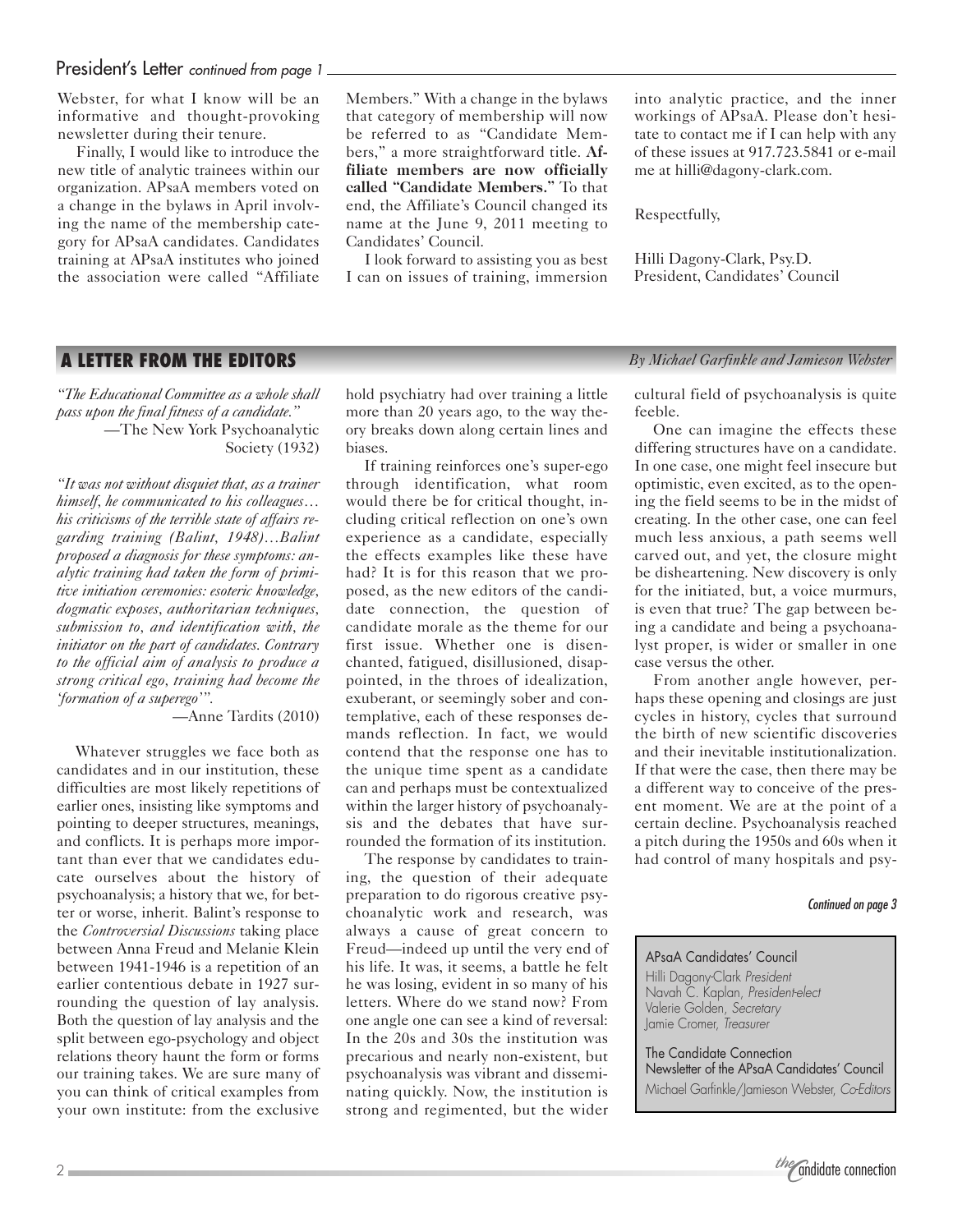## President's Letter *continued from page 1*

Webster, for what I know will be an informative and thought-provoking newsletter during their tenure.

Finally, I would like to introduce the new title of analytic trainees within our organization. APsaA members voted on a change in the bylaws in April involving the name of the membership category for APsaA candidates. Candidates training at APsaA institutes who joined the association were called "Affiliate Members." With a change in the bylaws that category of membership will now be referred to as "Candidate Members," a more straightforward title. **Affiliate members are now officially called "Candidate Members."** To that end, the Affiliate's Council changed its name at the June 9, 2011 meeting to Candidates' Council.

I look forward to assisting you as best I can on issues of training, immersion into analytic practice, and the inner workings of APsaA. Please don't hesitate to contact me if I can help with any of these issues at 917.723.5841 or e-mail me at hilli@dagony-clark.com.

Respectfully,

Hilli Dagony-Clark, Psy.D.
President, Candidates' Council

## A LETTER FROM THE EDITORS

*By Michael Garfinkle and Jamieson Webster*

*"The Educational Committee as a whole shall pass upon the final fitness of a candidate."*
—The New York Psychoanalytic Society (1932)

*"It was not without disquiet that, as a trainer himself, he communicated to his colleagues… his criticisms of the terrible state of affairs regarding training (Balint, 1948)…Balint proposed a diagnosis for these symptoms: analytic training had taken the form of primitive initiation ceremonies: esoteric knowledge, dogmatic exposes, authoritarian techniques, submission to, and identification with, the initiator on the part of candidates. Contrary to the official aim of analysis to produce a strong critical ego, training had become the 'formation of a superego'".*
—Anne Tardits (2010)

Whatever struggles we face both as candidates and in our institution, these difficulties are most likely repetitions of earlier ones, insisting like symptoms and pointing to deeper structures, meanings, and conflicts. It is perhaps more important than ever that we candidates educate ourselves about the history of psychoanalysis; a history that we, for better or worse, inherit. Balint's response to the *Controversial Discussions* taking place between Anna Freud and Melanie Klein between 1941-1946 is a repetition of an earlier contentious debate in 1927 surrounding the question of lay analysis. Both the question of lay analysis and the split between ego-psychology and object relations theory haunt the form or forms our training takes. We are sure many of you can think of critical examples from your own institute: from the exclusive hold psychiatry had over training a little more than 20 years ago, to the way theory breaks down along certain lines and biases.

If training reinforces one's super-ego through identification, what room would there be for critical thought, including critical reflection on one's own experience as a candidate, especially the effects examples like these have had? It is for this reason that we proposed, as the new editors of the candidate connection, the question of candidate morale as the theme for our first issue. Whether one is disenchanted, fatigued, disillusioned, disappointed, in the throes of idealization, exuberant, or seemingly sober and contemplative, each of these responses demands reflection. In fact, we would contend that the response one has to the unique time spent as a candidate can and perhaps must be contextualized within the larger history of psychoanalysis and the debates that have surrounded the formation of its institution.

The response by candidates to training, the question of their adequate preparation to do rigorous creative psychoanalytic work and research, was always a cause of great concern to Freud—indeed up until the very end of his life. It was, it seems, a battle he felt he was losing, evident in so many of his letters. Where do we stand now? From one angle one can see a kind of reversal: In the 20s and 30s the institution was precarious and nearly non-existent, but psychoanalysis was vibrant and disseminating quickly. Now, the institution is strong and regimented, but the wider cultural field of psychoanalysis is quite feeble.

One can imagine the effects these differing structures have on a candidate. In one case, one might feel insecure but optimistic, even excited, as to the opening the field seems to be in the midst of creating. In the other case, one can feel much less anxious, a path seems well carved out, and yet, the closure might be disheartening. New discovery is only for the initiated, but, a voice murmurs, is even that true? The gap between being a candidate and being a psychoanalyst proper, is wider or smaller in one case versus the other.

From another angle however, perhaps these opening and closings are just cycles in history, cycles that surround the birth of new scientific discoveries and their inevitable institutionalization. If that were the case, then there may be a different way to conceive of the present moment. We are at the point of a certain decline. Psychoanalysis reached a pitch during the 1950s and 60s when it had control of many hospitals and psy-

*Continued on page 3*

APsaA Candidates' Council
Hilli Dagony-Clark *President*
Navah C. Kaplan, *President-elect*
Valerie Golden, *Secretary*
Jamie Cromer, *Treasurer*

The Candidate Connection
Newsletter of the APsaA Candidates' Council
Michael Garfinkle/Jamieson Webster, *Co-Editors*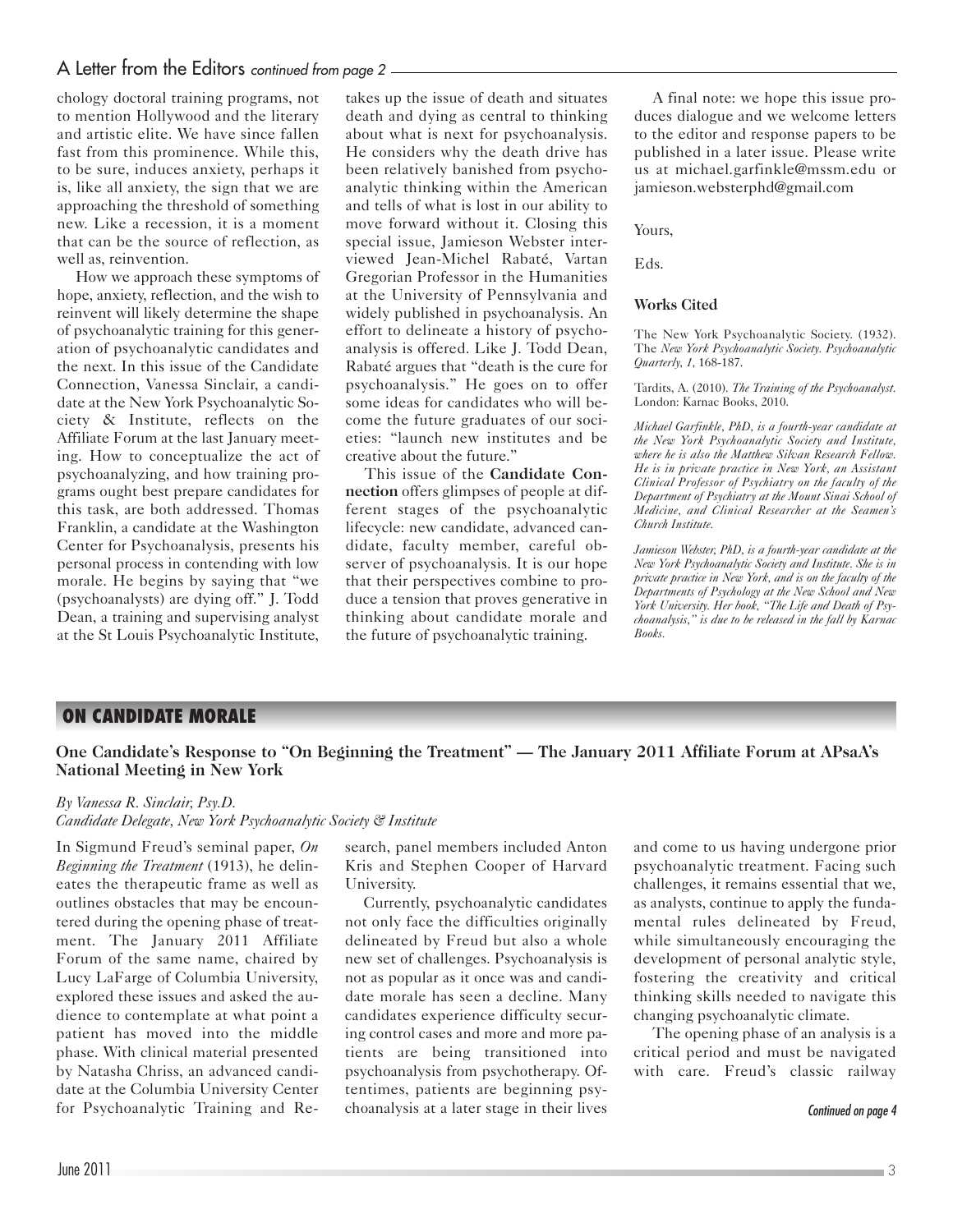## A Letter from the Editors *continued from page 2*

chology doctoral training programs, not to mention Hollywood and the literary and artistic elite. We have since fallen fast from this prominence. While this, to be sure, induces anxiety, perhaps it is, like all anxiety, the sign that we are approaching the threshold of something new. Like a recession, it is a moment that can be the source of reflection, as well as, reinvention.

How we approach these symptoms of hope, anxiety, reflection, and the wish to reinvent will likely determine the shape of psychoanalytic training for this generation of psychoanalytic candidates and the next. In this issue of the Candidate Connection, Vanessa Sinclair, a candidate at the New York Psychoanalytic Society & Institute, reflects on the Affiliate Forum at the last January meeting. How to conceptualize the act of psychoanalyzing, and how training programs ought best prepare candidates for this task, are both addressed. Thomas Franklin, a candidate at the Washington Center for Psychoanalysis, presents his personal process in contending with low morale. He begins by saying that "we (psychoanalysts) are dying off." J. Todd Dean, a training and supervising analyst at the St Louis Psychoanalytic Institute, takes up the issue of death and situates death and dying as central to thinking about what is next for psychoanalysis. He considers why the death drive has been relatively banished from psychoanalytic thinking within the American and tells of what is lost in our ability to move forward without it. Closing this special issue, Jamieson Webster interviewed Jean-Michel Rabaté, Vartan Gregorian Professor in the Humanities at the University of Pennsylvania and widely published in psychoanalysis. An effort to delineate a history of psychoanalysis is offered. Like J. Todd Dean, Rabaté argues that "death is the cure for psychoanalysis." He goes on to offer some ideas for candidates who will become the future graduates of our societies: "launch new institutes and be creative about the future."

This issue of the **Candidate Connection** offers glimpses of people at different stages of the psychoanalytic lifecycle: new candidate, advanced candidate, faculty member, careful observer of psychoanalysis. It is our hope that their perspectives combine to produce a tension that proves generative in thinking about candidate morale and the future of psychoanalytic training.

A final note: we hope this issue produces dialogue and we welcome letters to the editor and response papers to be published in a later issue. Please write us at michael.garfinkle@mssm.edu or jamieson.websterphd@gmail.com

Yours,

Eds.

**Works Cited**

The New York Psychoanalytic Society. (1932). The *New York Psychoanalytic Society. Psychoanalytic Quarterly, 1,* 168-187.

Tardits, A. (2010). *The Training of the Psychoanalyst.* London: Karnac Books, 2010.

*Michael Garfinkle, PhD, is a fourth-year candidate at the New York Psychoanalytic Society and Institute, where he is also the Matthew Silvan Research Fellow. He is in private practice in New York, an Assistant Clinical Professor of Psychiatry on the faculty of the Department of Psychiatry at the Mount Sinai School of Medicine, and Clinical Researcher at the Seamen's Church Institute.*

*Jamieson Webster, PhD, is a fourth-year candidate at the New York Psychoanalytic Society and Institute. She is in private practice in New York, and is on the faculty of the Departments of Psychology at the New School and New York University. Her book, "The Life and Death of Psychoanalysis," is due to be released in the fall by Karnac Books.*

## ON CANDIDATE MORALE

### One Candidate's Response to "On Beginning the Treatment" — The January 2011 Affiliate Forum at APsaA's National Meeting in New York

*By Vanessa R. Sinclair, Psy.D.*
*Candidate Delegate, New York Psychoanalytic Society & Institute*

In Sigmund Freud's seminal paper, *On Beginning the Treatment* (1913), he delineates the therapeutic frame as well as outlines obstacles that may be encountered during the opening phase of treatment. The January 2011 Affiliate Forum of the same name, chaired by Lucy LaFarge of Columbia University, explored these issues and asked the audience to contemplate at what point a patient has moved into the middle phase. With clinical material presented by Natasha Chriss, an advanced candidate at the Columbia University Center for Psychoanalytic Training and Research, panel members included Anton Kris and Stephen Cooper of Harvard University.

Currently, psychoanalytic candidates not only face the difficulties originally delineated by Freud but also a whole new set of challenges. Psychoanalysis is not as popular as it once was and candidate morale has seen a decline. Many candidates experience difficulty securing control cases and more and more patients are being transitioned into psychoanalysis from psychotherapy. Oftentimes, patients are beginning psychoanalysis at a later stage in their lives and come to us having undergone prior psychoanalytic treatment. Facing such challenges, it remains essential that we, as analysts, continue to apply the fundamental rules delineated by Freud, while simultaneously encouraging the development of personal analytic style, fostering the creativity and critical thinking skills needed to navigate this changing psychoanalytic climate.

The opening phase of an analysis is a critical period and must be navigated with care. Freud's classic railway

*Continued on page 4*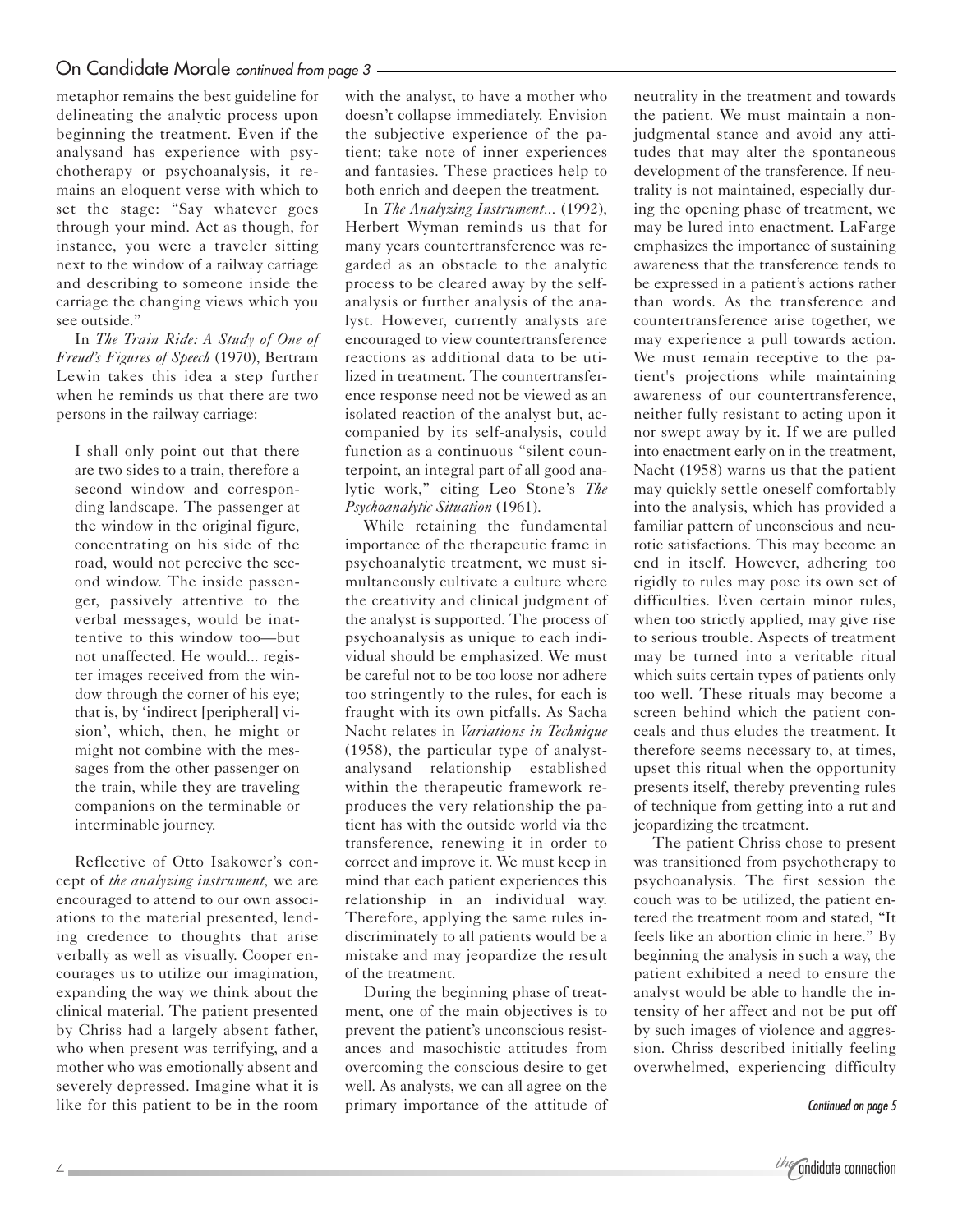## On Candidate Morale *continued from page 3*

metaphor remains the best guideline for delineating the analytic process upon beginning the treatment. Even if the analysand has experience with psychotherapy or psychoanalysis, it remains an eloquent verse with which to set the stage: "Say whatever goes through your mind. Act as though, for instance, you were a traveler sitting next to the window of a railway carriage and describing to someone inside the carriage the changing views which you see outside."

In *The Train Ride: A Study of One of Freud's Figures of Speech* (1970), Bertram Lewin takes this idea a step further when he reminds us that there are two persons in the railway carriage:

> I shall only point out that there are two sides to a train, therefore a second window and corresponding landscape. The passenger at the window in the original figure, concentrating on his side of the road, would not perceive the second window. The inside passenger, passively attentive to the verbal messages, would be inattentive to this window too—but not unaffected. He would... register images received from the window through the corner of his eye; that is, by 'indirect [peripheral] vision', which, then, he might or might not combine with the messages from the other passenger on the train, while they are traveling companions on the terminable or interminable journey.

Reflective of Otto Isakower's concept of *the analyzing instrument,* we are encouraged to attend to our own associations to the material presented, lending credence to thoughts that arise verbally as well as visually. Cooper encourages us to utilize our imagination, expanding the way we think about the clinical material. The patient presented by Chriss had a largely absent father, who when present was terrifying, and a mother who was emotionally absent and severely depressed. Imagine what it is like for this patient to be in the room with the analyst, to have a mother who doesn't collapse immediately. Envision the subjective experience of the patient; take note of inner experiences and fantasies. These practices help to both enrich and deepen the treatment.

In *The Analyzing Instrument...* (1992), Herbert Wyman reminds us that for many years countertransference was regarded as an obstacle to the analytic process to be cleared away by the self-analysis or further analysis of the analyst. However, currently analysts are encouraged to view countertransference reactions as additional data to be utilized in treatment. The countertransference response need not be viewed as an isolated reaction of the analyst but, accompanied by its self-analysis, could function as a continuous "silent counterpoint, an integral part of all good analytic work," citing Leo Stone's *The Psychoanalytic Situation* (1961).

While retaining the fundamental importance of the therapeutic frame in psychoanalytic treatment, we must simultaneously cultivate a culture where the creativity and clinical judgment of the analyst is supported. The process of psychoanalysis as unique to each individual should be emphasized. We must be careful not to be too loose nor adhere too stringently to the rules, for each is fraught with its own pitfalls. As Sacha Nacht relates in *Variations in Technique* (1958), the particular type of analyst-analysand relationship established within the therapeutic framework reproduces the very relationship the patient has with the outside world via the transference, renewing it in order to correct and improve it. We must keep in mind that each patient experiences this relationship in an individual way. Therefore, applying the same rules indiscriminately to all patients would be a mistake and may jeopardize the result of the treatment.

During the beginning phase of treatment, one of the main objectives is to prevent the patient's unconscious resistances and masochistic attitudes from overcoming the conscious desire to get well. As analysts, we can all agree on the primary importance of the attitude of neutrality in the treatment and towards the patient. We must maintain a non-judgmental stance and avoid any attitudes that may alter the spontaneous development of the transference. If neutrality is not maintained, especially during the opening phase of treatment, we may be lured into enactment. LaFarge emphasizes the importance of sustaining awareness that the transference tends to be expressed in a patient's actions rather than words. As the transference and countertransference arise together, we may experience a pull towards action. We must remain receptive to the patient's projections while maintaining awareness of our countertransference, neither fully resistant to acting upon it nor swept away by it. If we are pulled into enactment early on in the treatment, Nacht (1958) warns us that the patient may quickly settle oneself comfortably into the analysis, which has provided a familiar pattern of unconscious and neurotic satisfactions. This may become an end in itself. However, adhering too rigidly to rules may pose its own set of difficulties. Even certain minor rules, when too strictly applied, may give rise to serious trouble. Aspects of treatment may be turned into a veritable ritual which suits certain types of patients only too well. These rituals may become a screen behind which the patient conceals and thus eludes the treatment. It therefore seems necessary to, at times, upset this ritual when the opportunity presents itself, thereby preventing rules of technique from getting into a rut and jeopardizing the treatment.

The patient Chriss chose to present was transitioned from psychotherapy to psychoanalysis. The first session the couch was to be utilized, the patient entered the treatment room and stated, "It feels like an abortion clinic in here." By beginning the analysis in such a way, the patient exhibited a need to ensure the analyst would be able to handle the intensity of her affect and not be put off by such images of violence and aggression. Chriss described initially feeling overwhelmed, experiencing difficulty

*Continued on page 5*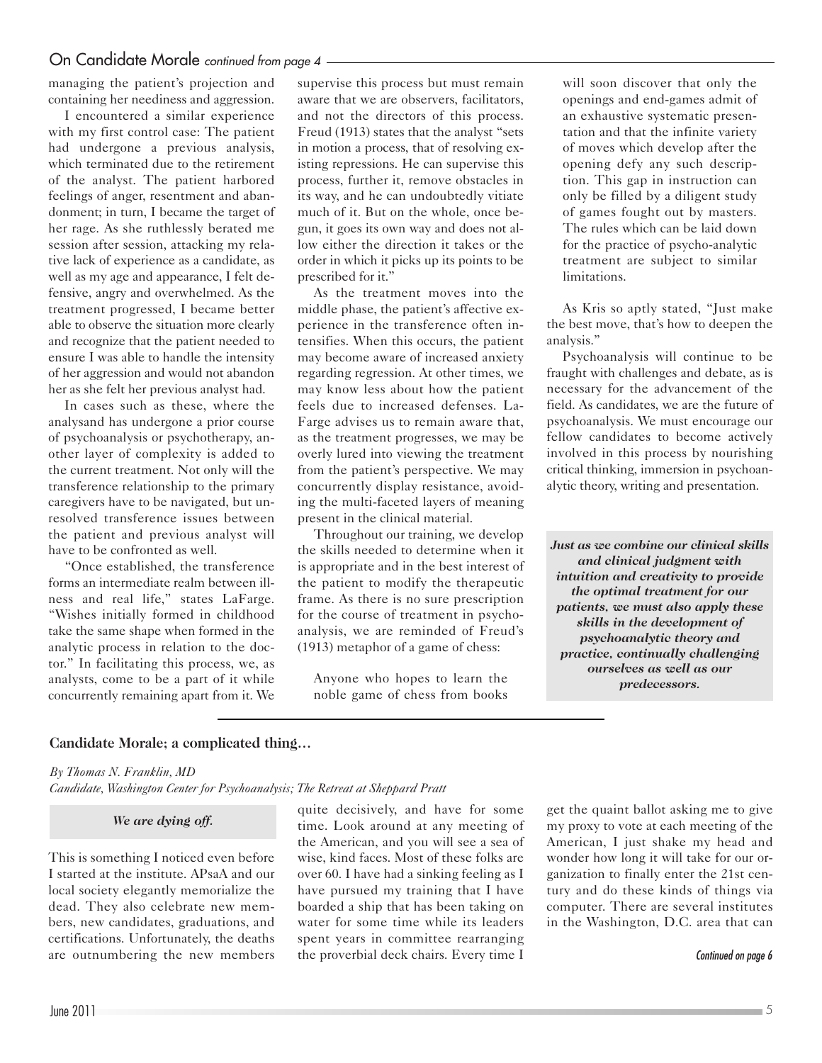## On Candidate Morale *continued from page 4*

managing the patient's projection and containing her neediness and aggression.

I encountered a similar experience with my first control case: The patient had undergone a previous analysis, which terminated due to the retirement of the analyst. The patient harbored feelings of anger, resentment and abandonment; in turn, I became the target of her rage. As she ruthlessly berated me session after session, attacking my relative lack of experience as a candidate, as well as my age and appearance, I felt defensive, angry and overwhelmed. As the treatment progressed, I became better able to observe the situation more clearly and recognize that the patient needed to ensure I was able to handle the intensity of her aggression and would not abandon her as she felt her previous analyst had.

In cases such as these, where the analysand has undergone a prior course of psychoanalysis or psychotherapy, another layer of complexity is added to the current treatment. Not only will the transference relationship to the primary caregivers have to be navigated, but unresolved transference issues between the patient and previous analyst will have to be confronted as well.

"Once established, the transference forms an intermediate realm between illness and real life," states LaFarge. "Wishes initially formed in childhood take the same shape when formed in the analytic process in relation to the doctor." In facilitating this process, we, as analysts, come to be a part of it while concurrently remaining apart from it. We supervise this process but must remain aware that we are observers, facilitators, and not the directors of this process. Freud (1913) states that the analyst "sets in motion a process, that of resolving existing repressions. He can supervise this process, further it, remove obstacles in its way, and he can undoubtedly vitiate much of it. But on the whole, once begun, it goes its own way and does not allow either the direction it takes or the order in which it picks up its points to be prescribed for it."

As the treatment moves into the middle phase, the patient's affective experience in the transference often intensifies. When this occurs, the patient may become aware of increased anxiety regarding regression. At other times, we may know less about how the patient feels due to increased defenses. LaFarge advises us to remain aware that, as the treatment progresses, we may be overly lured into viewing the treatment from the patient's perspective. We may concurrently display resistance, avoiding the multi-faceted layers of meaning present in the clinical material.

Throughout our training, we develop the skills needed to determine when it is appropriate and in the best interest of the patient to modify the therapeutic frame. As there is no sure prescription for the course of treatment in psychoanalysis, we are reminded of Freud's (1913) metaphor of a game of chess:

> Anyone who hopes to learn the noble game of chess from books will soon discover that only the openings and end-games admit of an exhaustive systematic presentation and that the infinite variety of moves which develop after the opening defy any such description. This gap in instruction can only be filled by a diligent study of games fought out by masters. The rules which can be laid down for the practice of psycho-analytic treatment are subject to similar limitations.

As Kris so aptly stated, "Just make the best move, that's how to deepen the analysis."

Psychoanalysis will continue to be fraught with challenges and debate, as is necessary for the advancement of the field. As candidates, we are the future of psychoanalysis. We must encourage our fellow candidates to become actively involved in this process by nourishing critical thinking, immersion in psychoanalytic theory, writing and presentation.

***Just as we combine our clinical skills and clinical judgment with intuition and creativity to provide the optimal treatment for our patients, we must also apply these skills in the development of psychoanalytic theory and practice, continually challenging ourselves as well as our predecessors.***

## Candidate Morale; a complicated thing…

*By Thomas N. Franklin, MD*
*Candidate, Washington Center for Psychoanalysis; The Retreat at Sheppard Pratt*

***We are dying off.***

This is something I noticed even before I started at the institute. APsaA and our local society elegantly memorialize the dead. They also celebrate new members, new candidates, graduations, and certifications. Unfortunately, the deaths are outnumbering the new members quite decisively, and have for some time. Look around at any meeting of the American, and you will see a sea of wise, kind faces. Most of these folks are over 60. I have had a sinking feeling as I have pursued my training that I have boarded a ship that has been taking on water for some time while its leaders spent years in committee rearranging the proverbial deck chairs. Every time I get the quaint ballot asking me to give my proxy to vote at each meeting of the American, I just shake my head and wonder how long it will take for our organization to finally enter the 21st century and do these kinds of things via computer. There are several institutes in the Washington, D.C. area that can

*Continued on page 6*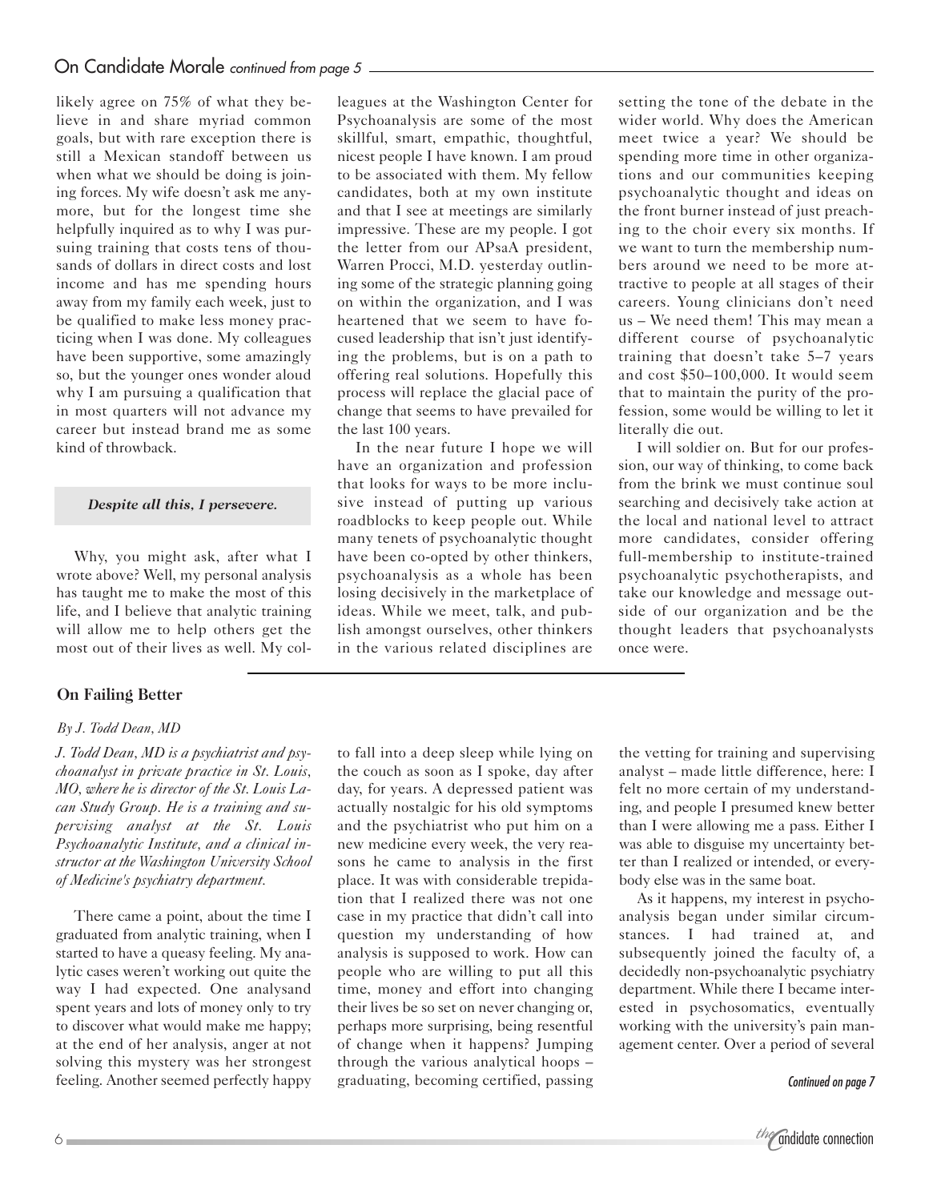## On Candidate Morale *continued from page 5*

likely agree on 75% of what they believe in and share myriad common goals, but with rare exception there is still a Mexican standoff between us when what we should be doing is joining forces. My wife doesn't ask me anymore, but for the longest time she helpfully inquired as to why I was pursuing training that costs tens of thousands of dollars in direct costs and lost income and has me spending hours away from my family each week, just to be qualified to make less money practicing when I was done. My colleagues have been supportive, some amazingly so, but the younger ones wonder aloud why I am pursuing a qualification that in most quarters will not advance my career but instead brand me as some kind of throwback.

***Despite all this, I persevere.***

Why, you might ask, after what I wrote above? Well, my personal analysis has taught me to make the most of this life, and I believe that analytic training will allow me to help others get the most out of their lives as well. My colleagues at the Washington Center for Psychoanalysis are some of the most skillful, smart, empathic, thoughtful, nicest people I have known. I am proud to be associated with them. My fellow candidates, both at my own institute and that I see at meetings are similarly impressive. These are my people. I got the letter from our APsaA president, Warren Procci, M.D. yesterday outlining some of the strategic planning going on within the organization, and I was heartened that we seem to have focused leadership that isn't just identifying the problems, but is on a path to offering real solutions. Hopefully this process will replace the glacial pace of change that seems to have prevailed for the last 100 years.

In the near future I hope we will have an organization and profession that looks for ways to be more inclusive instead of putting up various roadblocks to keep people out. While many tenets of psychoanalytic thought have been co-opted by other thinkers, psychoanalysis as a whole has been losing decisively in the marketplace of ideas. While we meet, talk, and publish amongst ourselves, other thinkers in the various related disciplines are setting the tone of the debate in the wider world. Why does the American meet twice a year? We should be spending more time in other organizations and our communities keeping psychoanalytic thought and ideas on the front burner instead of just preaching to the choir every six months. If we want to turn the membership numbers around we need to be more attractive to people at all stages of their careers. Young clinicians don't need us – We need them! This may mean a different course of psychoanalytic training that doesn't take 5–7 years and cost $50–100,000. It would seem that to maintain the purity of the profession, some would be willing to let it literally die out.

I will soldier on. But for our profession, our way of thinking, to come back from the brink we must continue soul searching and decisively take action at the local and national level to attract more candidates, consider offering full-membership to institute-trained psychoanalytic psychotherapists, and take our knowledge and message outside of our organization and be the thought leaders that psychoanalysts once were.

## On Failing Better

*By J. Todd Dean, MD*

*J. Todd Dean, MD is a psychiatrist and psychoanalyst in private practice in St. Louis, MO, where he is director of the St. Louis Lacan Study Group. He is a training and supervising analyst at the St. Louis Psychoanalytic Institute, and a clinical instructor at the Washington University School of Medicine's psychiatry department.*

There came a point, about the time I graduated from analytic training, when I started to have a queasy feeling. My analytic cases weren't working out quite the way I had expected. One analysand spent years and lots of money only to try to discover what would make me happy; at the end of her analysis, anger at not solving this mystery was her strongest feeling. Another seemed perfectly happy to fall into a deep sleep while lying on the couch as soon as I spoke, day after day, for years. A depressed patient was actually nostalgic for his old symptoms and the psychiatrist who put him on a new medicine every week, the very reasons he came to analysis in the first place. It was with considerable trepidation that I realized there was not one case in my practice that didn't call into question my understanding of how analysis is supposed to work. How can people who are willing to put all this time, money and effort into changing their lives be so set on never changing or, perhaps more surprising, being resentful of change when it happens? Jumping through the various analytical hoops – graduating, becoming certified, passing the vetting for training and supervising analyst – made little difference, here: I felt no more certain of my understanding, and people I presumed knew better than I were allowing me a pass. Either I was able to disguise my uncertainty better than I realized or intended, or everybody else was in the same boat.

As it happens, my interest in psychoanalysis began under similar circumstances. I had trained at, and subsequently joined the faculty of, a decidedly non-psychoanalytic psychiatry department. While there I became interested in psychosomatics, eventually working with the university's pain management center. Over a period of several

*Continued on page 7*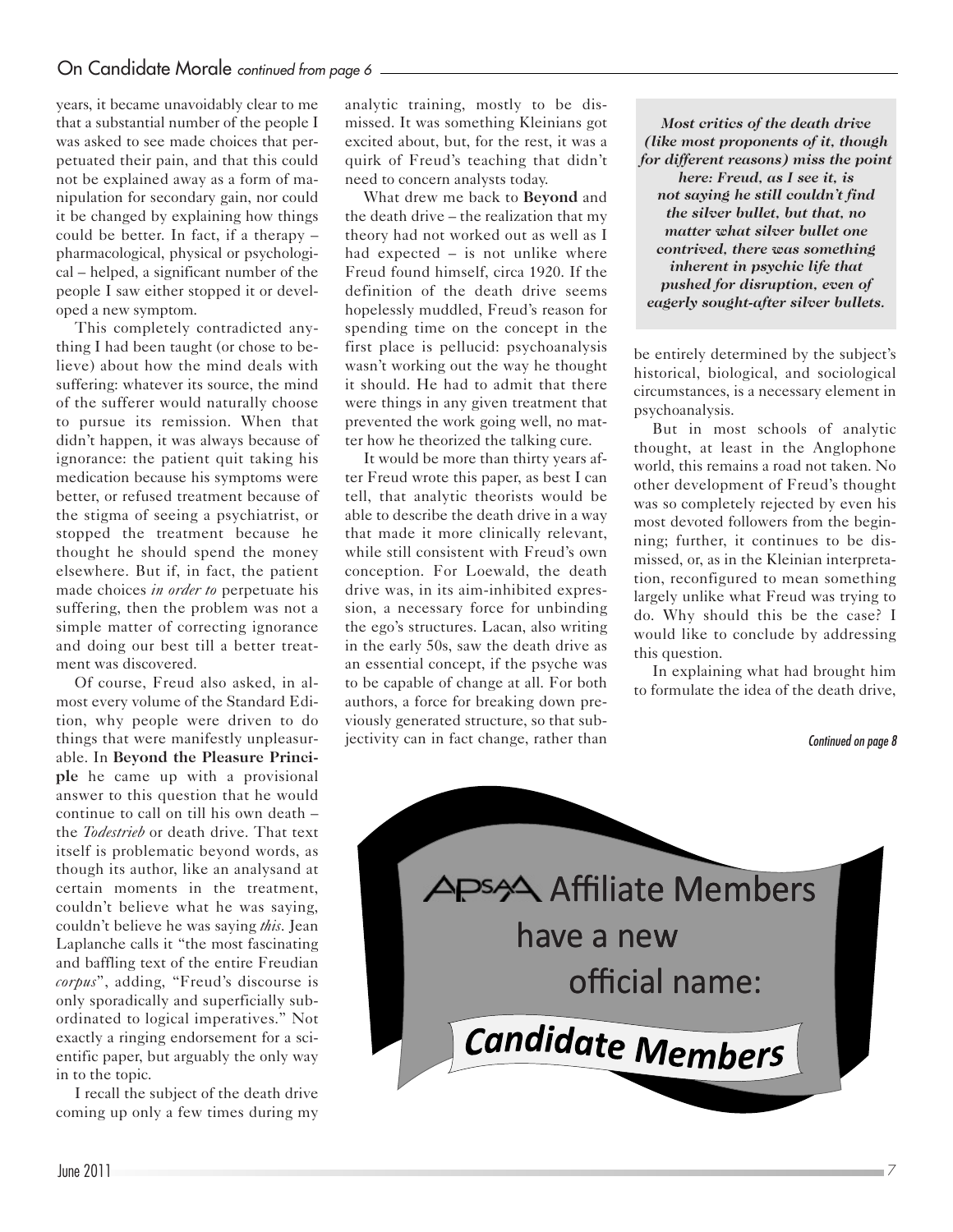years, it became unavoidably clear to me that a substantial number of the people I was asked to see made choices that perpetuated their pain, and that this could not be explained away as a form of manipulation for secondary gain, nor could it be changed by explaining how things could be better. In fact, if a therapy – pharmacological, physical or psychological – helped, a significant number of the people I saw either stopped it or developed a new symptom.

This completely contradicted anything I had been taught (or chose to believe) about how the mind deals with suffering: whatever its source, the mind of the sufferer would naturally choose to pursue its remission. When that didn't happen, it was always because of ignorance: the patient quit taking his medication because his symptoms were better, or refused treatment because of the stigma of seeing a psychiatrist, or stopped the treatment because he thought he should spend the money elsewhere. But if, in fact, the patient made choices *in order to* perpetuate his suffering, then the problem was not a simple matter of correcting ignorance and doing our best till a better treatment was discovered.

Of course, Freud also asked, in almost every volume of the Standard Edition, why people were driven to do things that were manifestly unpleasurable. In **Beyond the Pleasure Principle** he came up with a provisional answer to this question that he would continue to call on till his own death – the *Todestrieb* or death drive. That text itself is problematic beyond words, as though its author, like an analysand at certain moments in the treatment, couldn't believe what he was saying, couldn't believe he was saying *this*. Jean Laplanche calls it "the most fascinating and baffling text of the entire Freudian *corpus*", adding, "Freud's discourse is only sporadically and superficially subordinated to logical imperatives." Not exactly a ringing endorsement for a scientific paper, but arguably the only way in to the topic.

I recall the subject of the death drive coming up only a few times during my analytic training, mostly to be dismissed. It was something Kleinians got excited about, but, for the rest, it was a quirk of Freud's teaching that didn't need to concern analysts today.

What drew me back to **Beyond** and the death drive – the realization that my theory had not worked out as well as I had expected – is not unlike where Freud found himself, circa 1920. If the definition of the death drive seems hopelessly muddled, Freud's reason for spending time on the concept in the first place is pellucid: psychoanalysis wasn't working out the way he thought it should. He had to admit that there were things in any given treatment that prevented the work going well, no matter how he theorized the talking cure.

It would be more than thirty years after Freud wrote this paper, as best I can tell, that analytic theorists would be able to describe the death drive in a way that made it more clinically relevant, while still consistent with Freud's own conception. For Loewald, the death drive was, in its aim-inhibited expression, a necessary force for unbinding the ego's structures. Lacan, also writing in the early 50s, saw the death drive as an essential concept, if the psyche was to be capable of change at all. For both authors, a force for breaking down previously generated structure, so that subjectivity can in fact change, rather than be entirely determined by the subject's historical, biological, and sociological circumstances, is a necessary element in psychoanalysis.

> ***Most critics of the death drive (like most proponents of it, though for different reasons) miss the point here: Freud, as I see it, is not saying he still couldn't find the silver bullet, but that, no matter what silver bullet one contrived, there was something inherent in psychic life that pushed for disruption, even of eagerly sought-after silver bullets.***

But in most schools of analytic thought, at least in the Anglophone world, this remains a road not taken. No other development of Freud's thought was so completely rejected by even his most devoted followers from the beginning; further, it continues to be dismissed, or, as in the Kleinian interpretation, reconfigured to mean something largely unlike what Freud was trying to do. Why should this be the case? I would like to conclude by addressing this question.

In explaining what had brought him to formulate the idea of the death drive,

*Continued on page 8*

APsaA Affiliate Members have a new official name: **Candidate Members**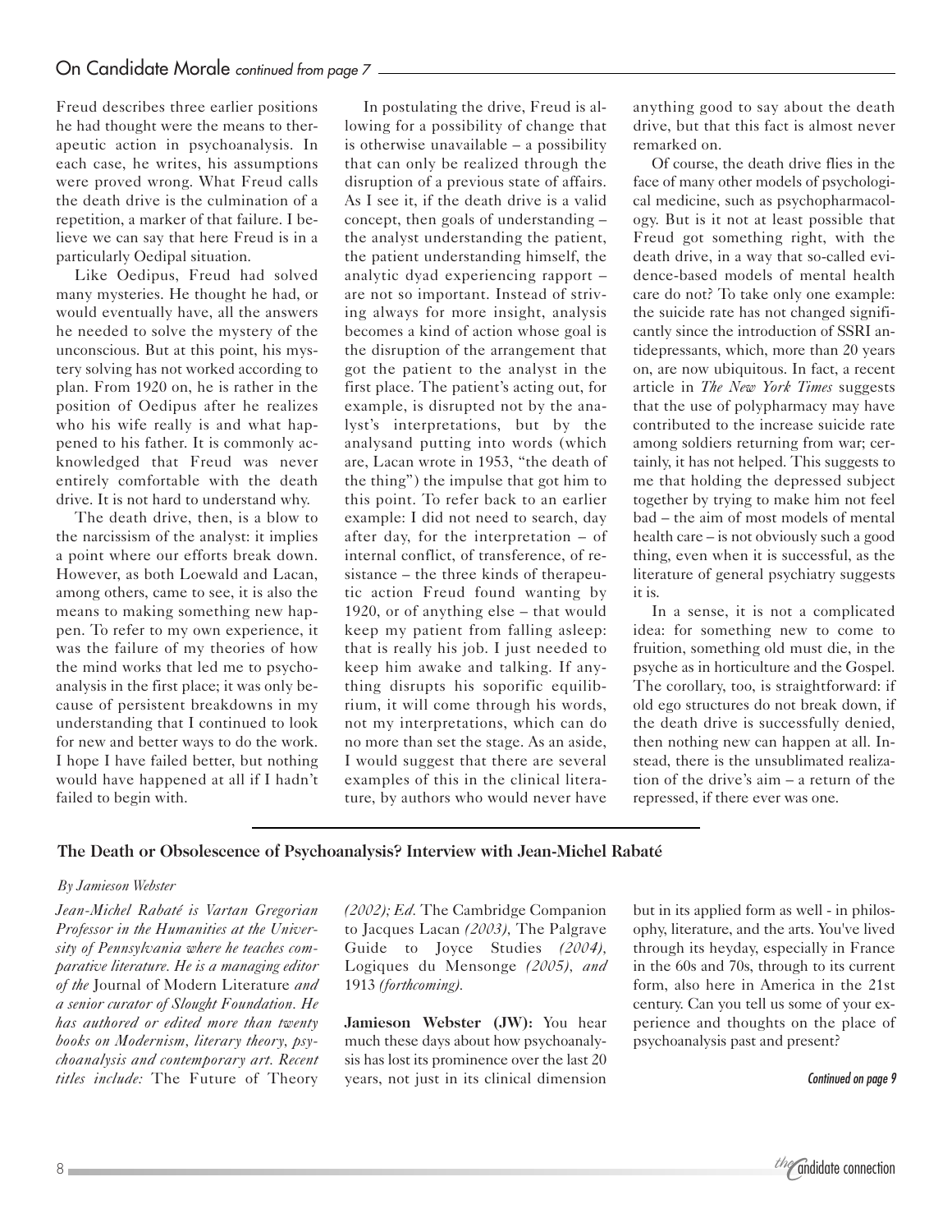## On Candidate Morale *continued from page 7*

Freud describes three earlier positions he had thought were the means to therapeutic action in psychoanalysis. In each case, he writes, his assumptions were proved wrong. What Freud calls the death drive is the culmination of a repetition, a marker of that failure. I believe we can say that here Freud is in a particularly Oedipal situation.

Like Oedipus, Freud had solved many mysteries. He thought he had, or would eventually have, all the answers he needed to solve the mystery of the unconscious. But at this point, his mystery solving has not worked according to plan. From 1920 on, he is rather in the position of Oedipus after he realizes who his wife really is and what happened to his father. It is commonly acknowledged that Freud was never entirely comfortable with the death drive. It is not hard to understand why.

The death drive, then, is a blow to the narcissism of the analyst: it implies a point where our efforts break down. However, as both Loewald and Lacan, among others, came to see, it is also the means to making something new happen. To refer to my own experience, it was the failure of my theories of how the mind works that led me to psychoanalysis in the first place; it was only because of persistent breakdowns in my understanding that I continued to look for new and better ways to do the work. I hope I have failed better, but nothing would have happened at all if I hadn't failed to begin with.

In postulating the drive, Freud is allowing for a possibility of change that is otherwise unavailable – a possibility that can only be realized through the disruption of a previous state of affairs. As I see it, if the death drive is a valid concept, then goals of understanding – the analyst understanding the patient, the patient understanding himself, the analytic dyad experiencing rapport – are not so important. Instead of striving always for more insight, analysis becomes a kind of action whose goal is the disruption of the arrangement that got the patient to the analyst in the first place. The patient's acting out, for example, is disrupted not by the analyst's interpretations, but by the analysand putting into words (which are, Lacan wrote in 1953, "the death of the thing") the impulse that got him to this point. To refer back to an earlier example: I did not need to search, day after day, for the interpretation – of internal conflict, of transference, of resistance – the three kinds of therapeutic action Freud found wanting by 1920, or of anything else – that would keep my patient from falling asleep: that is really his job. I just needed to keep him awake and talking. If anything disrupts his soporific equilibrium, it will come through his words, not my interpretations, which can do no more than set the stage. As an aside, I would suggest that there are several examples of this in the clinical literature, by authors who would never have anything good to say about the death drive, but that this fact is almost never remarked on.

Of course, the death drive flies in the face of many other models of psychological medicine, such as psychopharmacology. But is it not at least possible that Freud got something right, with the death drive, in a way that so-called evidence-based models of mental health care do not? To take only one example: the suicide rate has not changed significantly since the introduction of SSRI antidepressants, which, more than 20 years on, are now ubiquitous. In fact, a recent article in *The New York Times* suggests that the use of polypharmacy may have contributed to the increase suicide rate among soldiers returning from war; certainly, it has not helped. This suggests to me that holding the depressed subject together by trying to make him not feel bad – the aim of most models of mental health care – is not obviously such a good thing, even when it is successful, as the literature of general psychiatry suggests it is.

In a sense, it is not a complicated idea: for something new to come to fruition, something old must die, in the psyche as in horticulture and the Gospel. The corollary, too, is straightforward: if old ego structures do not break down, if the death drive is successfully denied, then nothing new can happen at all. Instead, there is the unsublimated realization of the drive's aim – a return of the repressed, if there ever was one.

---

### The Death or Obsolescence of Psychoanalysis? Interview with Jean-Michel Rabaté

*By Jamieson Webster*

*Jean-Michel Rabaté is Vartan Gregorian Professor in the Humanities at the University of Pennsylvania where he teaches comparative literature. He is a managing editor of the* Journal of Modern Literature *and a senior curator of Slought Foundation. He has authored or edited more than twenty books on Modernism, literary theory, psychoanalysis and contemporary art. Recent titles include:* The Future of Theory *(2002); Ed.* The Cambridge Companion to Jacques Lacan *(2003),* The Palgrave Guide to Joyce Studies *(2004),* Logiques du Mensonge *(2005), and* 1913 *(forthcoming).*

**Jamieson Webster (JW):** You hear much these days about how psychoanalysis has lost its prominence over the last 20 years, not just in its clinical dimension but in its applied form as well - in philosophy, literature, and the arts. You've lived through its heyday, especially in France in the 60s and 70s, through to its current form, also here in America in the 21st century. Can you tell us some of your experience and thoughts on the place of psychoanalysis past and present?

*Continued on page 9*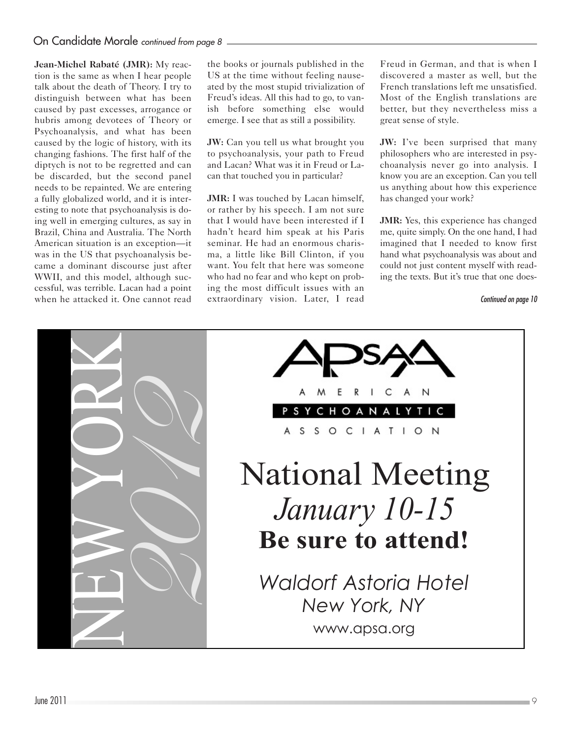## On Candidate Morale *continued from page 8*

**Jean-Michel Rabaté (JMR):** My reaction is the same as when I hear people talk about the death of Theory. I try to distinguish between what has been caused by past excesses, arrogance or hubris among devotees of Theory or Psychoanalysis, and what has been caused by the logic of history, with its changing fashions. The first half of the diptych is not to be regretted and can be discarded, but the second panel needs to be repainted. We are entering a fully globalized world, and it is interesting to note that psychoanalysis is doing well in emerging cultures, as say in Brazil, China and Australia. The North American situation is an exception—it was in the US that psychoanalysis became a dominant discourse just after WWII, and this model, although successful, was terrible. Lacan had a point when he attacked it. One cannot read the books or journals published in the US at the time without feeling nauseated by the most stupid trivialization of Freud's ideas. All this had to go, to vanish before something else would emerge. I see that as still a possibility.

**JW:** Can you tell us what brought you to psychoanalysis, your path to Freud and Lacan? What was it in Freud or Lacan that touched you in particular?

**JMR:** I was touched by Lacan himself, or rather by his speech. I am not sure that I would have been interested if I hadn't heard him speak at his Paris seminar. He had an enormous charisma, a little like Bill Clinton, if you want. You felt that here was someone who had no fear and who kept on probing the most difficult issues with an extraordinary vision. Later, I read Freud in German, and that is when I discovered a master as well, but the French translations left me unsatisfied. Most of the English translations are better, but they nevertheless miss a great sense of style.

**JW:** I've been surprised that many philosophers who are interested in psychoanalysis never go into analysis. I know you are an exception. Can you tell us anything about how this experience has changed your work?

**JMR:** Yes, this experience has changed me, quite simply. On the one hand, I had imagined that I needed to know first hand what psychoanalysis was about and could not just content myself with reading the texts. But it's true that one does-

*Continued on page 10*

NEW YORK 2012

APsaA

AMERICAN PSYCHOANALYTIC ASSOCIATION

# National Meeting

*January 10-15*

**Be sure to attend!**

*Waldorf Astoria Hotel*
*New York, NY*

www.apsa.org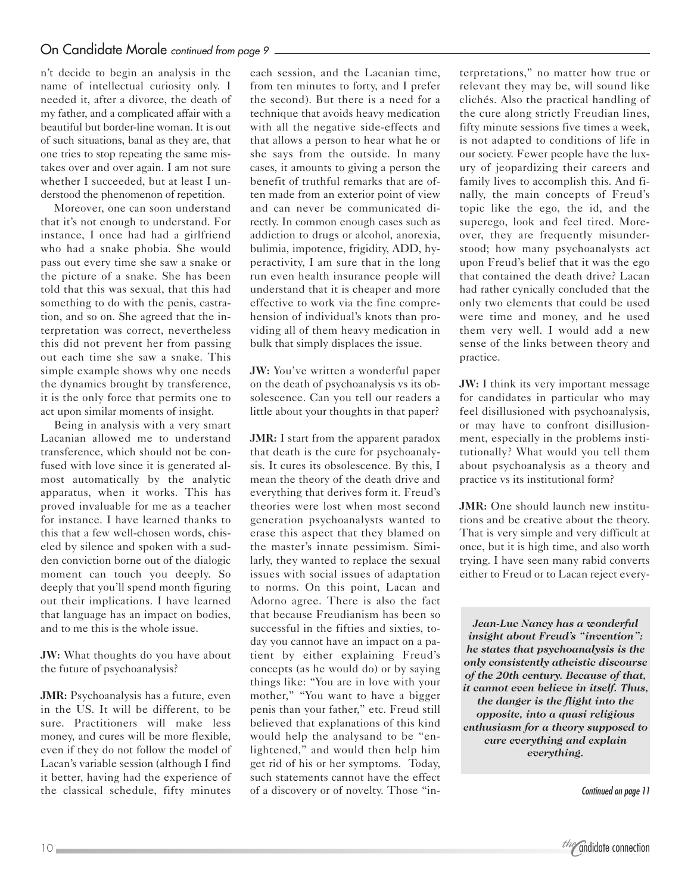## On Candidate Morale *continued from page 9*

n't decide to begin an analysis in the name of intellectual curiosity only. I needed it, after a divorce, the death of my father, and a complicated affair with a beautiful but border-line woman. It is out of such situations, banal as they are, that one tries to stop repeating the same mistakes over and over again. I am not sure whether I succeeded, but at least I understood the phenomenon of repetition.

Moreover, one can soon understand that it's not enough to understand. For instance, I once had had a girlfriend who had a snake phobia. She would pass out every time she saw a snake or the picture of a snake. She has been told that this was sexual, that this had something to do with the penis, castration, and so on. She agreed that the interpretation was correct, nevertheless this did not prevent her from passing out each time she saw a snake. This simple example shows why one needs the dynamics brought by transference, it is the only force that permits one to act upon similar moments of insight.

Being in analysis with a very smart Lacanian allowed me to understand transference, which should not be confused with love since it is generated almost automatically by the analytic apparatus, when it works. This has proved invaluable for me as a teacher for instance. I have learned thanks to this that a few well-chosen words, chiseled by silence and spoken with a sudden conviction borne out of the dialogic moment can touch you deeply. So deeply that you'll spend month figuring out their implications. I have learned that language has an impact on bodies, and to me this is the whole issue.

**JW:** What thoughts do you have about the future of psychoanalysis?

**JMR:** Psychoanalysis has a future, even in the US. It will be different, to be sure. Practitioners will make less money, and cures will be more flexible, even if they do not follow the model of Lacan's variable session (although I find it better, having had the experience of the classical schedule, fifty minutes each session, and the Lacanian time, from ten minutes to forty, and I prefer the second). But there is a need for a technique that avoids heavy medication with all the negative side-effects and that allows a person to hear what he or she says from the outside. In many cases, it amounts to giving a person the benefit of truthful remarks that are often made from an exterior point of view and can never be communicated directly. In common enough cases such as addiction to drugs or alcohol, anorexia, bulimia, impotence, frigidity, ADD, hyperactivity, I am sure that in the long run even health insurance people will understand that it is cheaper and more effective to work via the fine comprehension of individual's knots than providing all of them heavy medication in bulk that simply displaces the issue.

**JW:** You've written a wonderful paper on the death of psychoanalysis vs its obsolescence. Can you tell our readers a little about your thoughts in that paper?

**JMR:** I start from the apparent paradox that death is the cure for psychoanalysis. It cures its obsolescence. By this, I mean the theory of the death drive and everything that derives form it. Freud's theories were lost when most second generation psychoanalysts wanted to erase this aspect that they blamed on the master's innate pessimism. Similarly, they wanted to replace the sexual issues with social issues of adaptation to norms. On this point, Lacan and Adorno agree. There is also the fact that because Freudianism has been so successful in the fifties and sixties, today you cannot have an impact on a patient by either explaining Freud's concepts (as he would do) or by saying things like: "You are in love with your mother," "You want to have a bigger penis than your father," etc. Freud still believed that explanations of this kind would help the analysand to be "enlightened," and would then help him get rid of his or her symptoms. Today, such statements cannot have the effect of a discovery or of novelty. Those "interpretations," no matter how true or relevant they may be, will sound like clichés. Also the practical handling of the cure along strictly Freudian lines, fifty minute sessions five times a week, is not adapted to conditions of life in our society. Fewer people have the luxury of jeopardizing their careers and family lives to accomplish this. And finally, the main concepts of Freud's topic like the ego, the id, and the superego, look and feel tired. Moreover, they are frequently misunderstood; how many psychoanalysts act upon Freud's belief that it was the ego that contained the death drive? Lacan had rather cynically concluded that the only two elements that could be used were time and money, and he used them very well. I would add a new sense of the links between theory and practice.

**JW:** I think its very important message for candidates in particular who may feel disillusioned with psychoanalysis, or may have to confront disillusionment, especially in the problems institutionally? What would you tell them about psychoanalysis as a theory and practice vs its institutional form?

**JMR:** One should launch new institutions and be creative about the theory. That is very simple and very difficult at once, but it is high time, and also worth trying. I have seen many rabid converts either to Freud or to Lacan reject every-

> ***Jean-Luc Nancy has a wonderful insight about Freud's "invention": he states that psychoanalysis is the only consistently atheistic discourse of the 20th century. Because of that, it cannot even believe in itself. Thus, the danger is the flight into the opposite, into a quasi religious enthusiasm for a theory supposed to cure everything and explain everything.***

*Continued on page 11*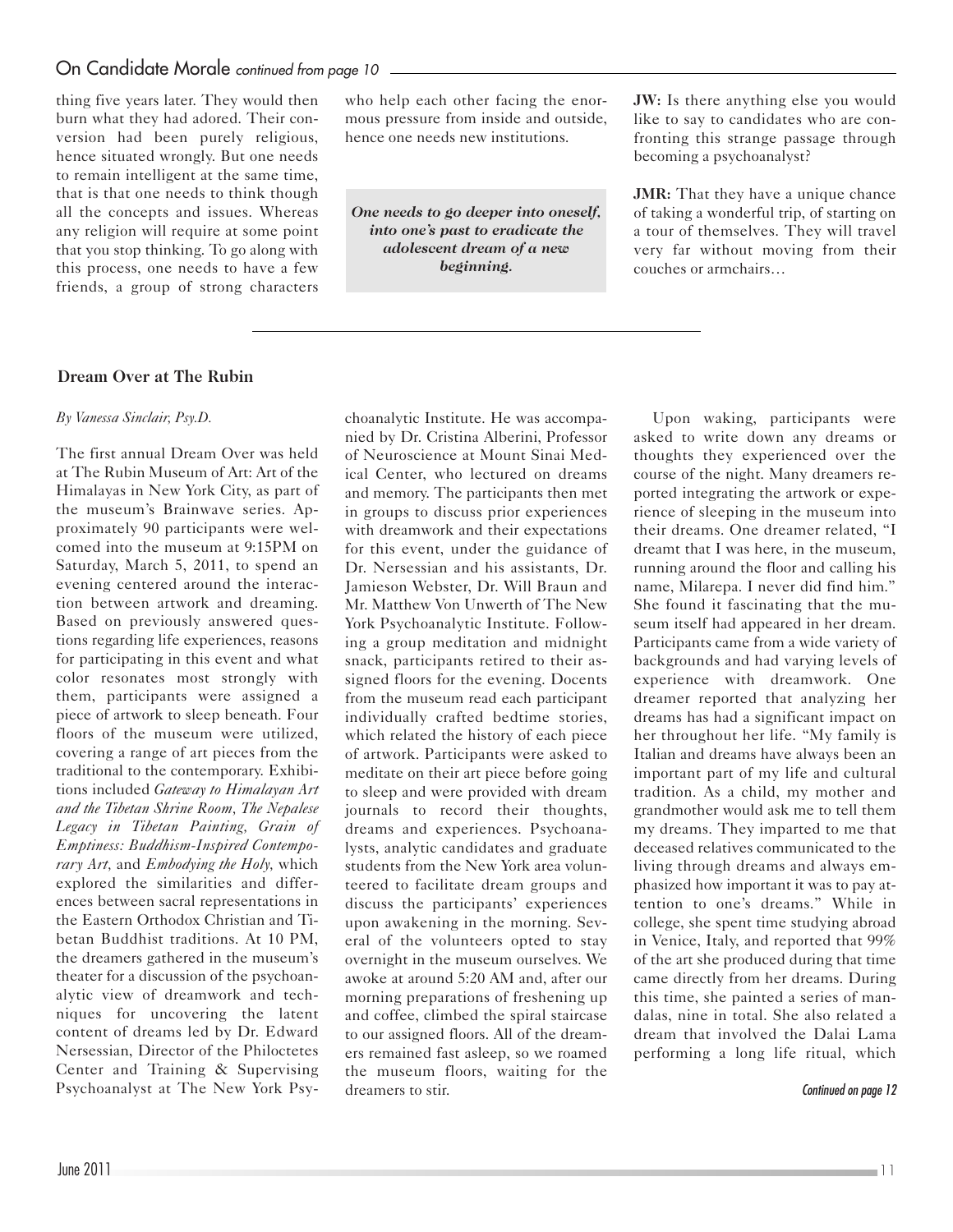## On Candidate Morale *continued from page 10*

thing five years later. They would then burn what they had adored. Their conversion had been purely religious, hence situated wrongly. But one needs to remain intelligent at the same time, that is that one needs to think though all the concepts and issues. Whereas any religion will require at some point that you stop thinking. To go along with this process, one needs to have a few friends, a group of strong characters who help each other facing the enormous pressure from inside and outside, hence one needs new institutions.

> ***One needs to go deeper into oneself, into one's past to eradicate the adolescent dream of a new beginning.***

**JW:** Is there anything else you would like to say to candidates who are confronting this strange passage through becoming a psychoanalyst?

**JMR:** That they have a unique chance of taking a wonderful trip, of starting on a tour of themselves. They will travel very far without moving from their couches or armchairs…

---

## Dream Over at The Rubin

*By Vanessa Sinclair, Psy.D.*

The first annual Dream Over was held at The Rubin Museum of Art: Art of the Himalayas in New York City, as part of the museum's Brainwave series. Approximately 90 participants were welcomed into the museum at 9:15PM on Saturday, March 5, 2011, to spend an evening centered around the interaction between artwork and dreaming. Based on previously answered questions regarding life experiences, reasons for participating in this event and what color resonates most strongly with them, participants were assigned a piece of artwork to sleep beneath. Four floors of the museum were utilized, covering a range of art pieces from the traditional to the contemporary. Exhibitions included *Gateway to Himalayan Art and the Tibetan Shrine Room*, *The Nepalese Legacy in Tibetan Painting*, *Grain of Emptiness: Buddhism-Inspired Contemporary Art*, and *Embodying the Holy*, which explored the similarities and differences between sacral representations in the Eastern Orthodox Christian and Tibetan Buddhist traditions. At 10 PM, the dreamers gathered in the museum's theater for a discussion of the psychoanalytic view of dreamwork and techniques for uncovering the latent content of dreams led by Dr. Edward Nersessian, Director of the Philoctetes Center and Training & Supervising Psychoanalyst at The New York Psychoanalytic Institute. He was accompanied by Dr. Cristina Alberini, Professor of Neuroscience at Mount Sinai Medical Center, who lectured on dreams and memory. The participants then met in groups to discuss prior experiences with dreamwork and their expectations for this event, under the guidance of Dr. Nersessian and his assistants, Dr. Jamieson Webster, Dr. Will Braun and Mr. Matthew Von Unwerth of The New York Psychoanalytic Institute. Following a group meditation and midnight snack, participants retired to their assigned floors for the evening. Docents from the museum read each participant individually crafted bedtime stories, which related the history of each piece of artwork. Participants were asked to meditate on their art piece before going to sleep and were provided with dream journals to record their thoughts, dreams and experiences. Psychoanalysts, analytic candidates and graduate students from the New York area volunteered to facilitate dream groups and discuss the participants' experiences upon awakening in the morning. Several of the volunteers opted to stay overnight in the museum ourselves. We awoke at around 5:20 AM and, after our morning preparations of freshening up and coffee, climbed the spiral staircase to our assigned floors. All of the dreamers remained fast asleep, so we roamed the museum floors, waiting for the dreamers to stir.

Upon waking, participants were asked to write down any dreams or thoughts they experienced over the course of the night. Many dreamers reported integrating the artwork or experience of sleeping in the museum into their dreams. One dreamer related, "I dreamt that I was here, in the museum, running around the floor and calling his name, Milarepa. I never did find him." She found it fascinating that the museum itself had appeared in her dream. Participants came from a wide variety of backgrounds and had varying levels of experience with dreamwork. One dreamer reported that analyzing her dreams has had a significant impact on her throughout her life. "My family is Italian and dreams have always been an important part of my life and cultural tradition. As a child, my mother and grandmother would ask me to tell them my dreams. They imparted to me that deceased relatives communicated to the living through dreams and always emphasized how important it was to pay attention to one's dreams." While in college, she spent time studying abroad in Venice, Italy, and reported that 99% of the art she produced during that time came directly from her dreams. During this time, she painted a series of mandalas, nine in total. She also related a dream that involved the Dalai Lama performing a long life ritual, which

*Continued on page 12*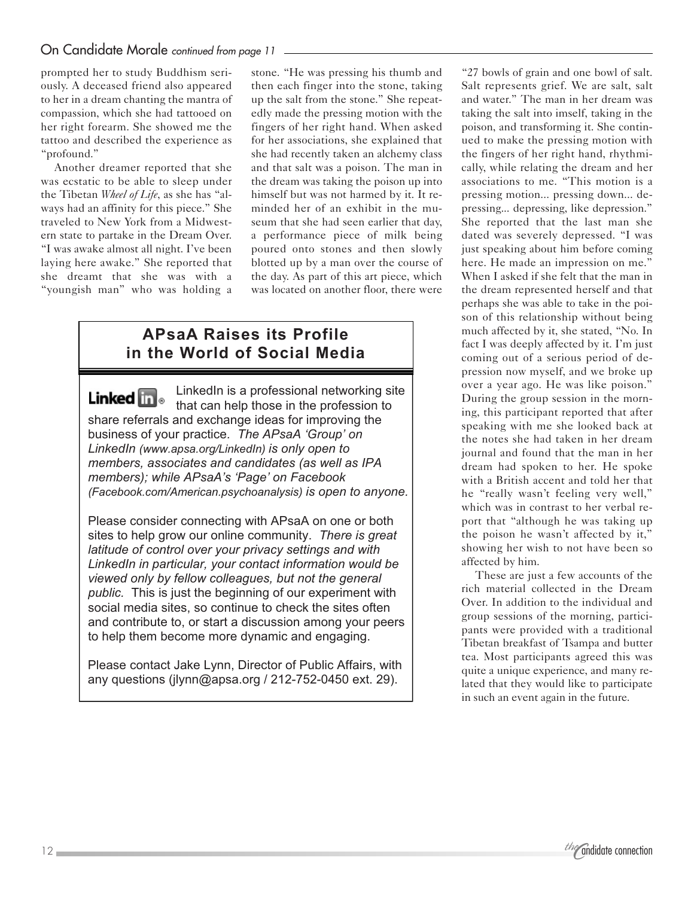## On Candidate Morale *continued from page 11*

prompted her to study Buddhism seriously. A deceased friend also appeared to her in a dream chanting the mantra of compassion, which she had tattooed on her right forearm. She showed me the tattoo and described the experience as "profound."

Another dreamer reported that she was ecstatic to be able to sleep under the Tibetan *Wheel of Life*, as she has "always had an affinity for this piece." She traveled to New York from a Midwestern state to partake in the Dream Over. "I was awake almost all night. I've been laying here awake." She reported that she dreamt that she was with a "youngish man" who was holding a stone. "He was pressing his thumb and then each finger into the stone, taking up the salt from the stone." She repeatedly made the pressing motion with the fingers of her right hand. When asked for her associations, she explained that she had recently taken an alchemy class and that salt was a poison. The man in the dream was taking the poison up into himself but was not harmed by it. It reminded her of an exhibit in the museum that she had seen earlier that day, a performance piece of milk being poured onto stones and then slowly blotted up by a man over the course of the day. As part of this art piece, which was located on another floor, there were "27 bowls of grain and one bowl of salt. Salt represents grief. We are salt, salt and water." The man in her dream was taking the salt into imself, taking in the poison, and transforming it. She continued to make the pressing motion with the fingers of her right hand, rhythmically, while relating the dream and her associations to me. "This motion is a pressing motion... pressing down... depressing... depressing, like depression." She reported that the last man she dated was severely depressed. "I was just speaking about him before coming here. He made an impression on me." When I asked if she felt that the man in the dream represented herself and that perhaps she was able to take in the poison of this relationship without being much affected by it, she stated, "No. In fact I was deeply affected by it. I'm just coming out of a serious period of depression now myself, and we broke up over a year ago. He was like poison." During the group session in the morning, this participant reported that after speaking with me she looked back at the notes she had taken in her dream journal and found that the man in her dream had spoken to her. He spoke with a British accent and told her that he "really wasn't feeling very well," which was in contrast to her verbal report that "although he was taking up the poison he wasn't affected by it," showing her wish to not have been so affected by him.

These are just a few accounts of the rich material collected in the Dream Over. In addition to the individual and group sessions of the morning, participants were provided with a traditional Tibetan breakfast of Tsampa and butter tea. Most participants agreed this was quite a unique experience, and many related that they would like to participate in such an event again in the future.

## APsaA Raises its Profile in the World of Social Media

LinkedIn is a professional networking site that can help those in the profession to share referrals and exchange ideas for improving the business of your practice. *The APsaA 'Group' on LinkedIn (www.apsa.org/LinkedIn) is only open to members, associates and candidates (as well as IPA members); while APsaA's 'Page' on Facebook (Facebook.com/American.psychoanalysis) is open to anyone.*

Please consider connecting with APsaA on one or both sites to help grow our online community. *There is great latitude of control over your privacy settings and with LinkedIn in particular, your contact information would be viewed only by fellow colleagues, but not the general public.* This is just the beginning of our experiment with social media sites, so continue to check the sites often and contribute to, or start a discussion among your peers to help them become more dynamic and engaging.

Please contact Jake Lynn, Director of Public Affairs, with any questions (jlynn@apsa.org / 212-752-0450 ext. 29).